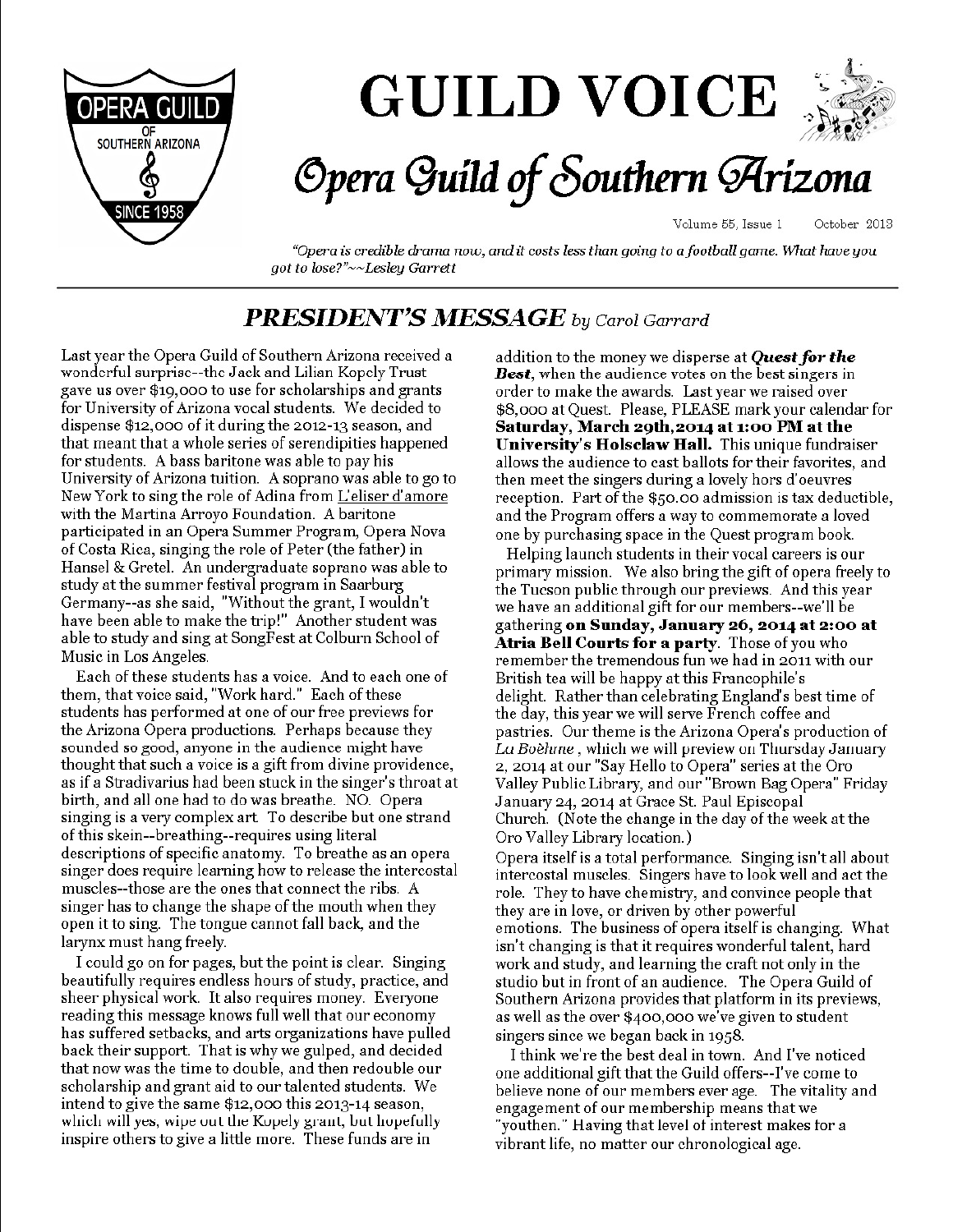# GUILD VOICE

## Opera Guild of Southern Arizona

Volume 55, Issue 1 October 2013

*"Opera is credible drama now, and it costs less than going to a football game. What have you got to lose?"~~Lesley Garrett*

---

## *PRESIDENT'S MESSAGE* *by Carol Garrard*

Last year the Opera Guild of Southern Arizona received a wonderful surprise--the Jack and Lilian Kopely Trust gave us over $19,000 to use for scholarships and grants for University of Arizona vocal students. We decided to dispense $12,000 of it during the 2012-13 season, and that meant that a whole series of serendipities happened for students. A bass baritone was able to pay his University of Arizona tuition. A soprano was able to go to New York to sing the role of Adina from L'eliser d'amore with the Martina Arroyo Foundation. A baritone participated in an Opera Summer Program, Opera Nova of Costa Rica, singing the role of Peter (the father) in Hansel & Gretel. An undergraduate soprano was able to study at the summer festival program in Saarburg Germany--as she said, "Without the grant, I wouldn't have been able to make the trip!" Another student was able to study and sing at SongFest at Colburn School of Music in Los Angeles.

Each of these students has a voice. And to each one of them, that voice said, "Work hard." Each of these students has performed at one of our free previews for the Arizona Opera productions. Perhaps because they sounded so good, anyone in the audience might have thought that such a voice is a gift from divine providence, as if a Stradivarius had been stuck in the singer's throat at birth, and all one had to do was breathe. NO. Opera singing is a very complex art To describe but one strand of this skein--breathing--requires using literal descriptions of specific anatomy. To breathe as an opera singer does require learning how to release the intercostal muscles--those are the ones that connect the ribs. A singer has to change the shape of the mouth when they open it to sing. The tongue cannot fall back, and the larynx must hang freely.

I could go on for pages, but the point is clear. Singing beautifully requires endless hours of study, practice, and sheer physical work. It also requires money. Everyone reading this message knows full well that our economy has suffered setbacks, and arts organizations have pulled back their support. That is why we gulped, and decided that now was the time to double, and then redouble our scholarship and grant aid to our talented students. We intend to give the same $12,000 this 2013-14 season, which will yes, wipe out the Kopely grant, but hopefully inspire others to give a little more. These funds are in addition to the money we disperse at ***Quest for the Best***, when the audience votes on the best singers in order to make the awards. Last year we raised over $8,000 at Quest. Please, PLEASE mark your calendar for **Saturday, March 29th, 2014 at 1:00 PM at the University's Holsclaw Hall.** This unique fundraiser allows the audience to cast ballots for their favorites, and then meet the singers during a lovely hors d'oeuvres reception. Part of the $50.00 admission is tax deductible, and the Program offers a way to commemorate a loved one by purchasing space in the Quest program book.

Helping launch students in their vocal careers is our primary mission. We also bring the gift of opera freely to the Tucson public through our previews. And this year we have an additional gift for our members--we'll be gathering **on Sunday, January 26, 2014 at 2:00 at Atria Bell Courts for a party**. Those of you who remember the tremendous fun we had in 2011 with our British tea will be happy at this Francophile's delight. Rather than celebrating England's best time of the day, this year we will serve French coffee and pastries. Our theme is the Arizona Opera's production of *La Bohème* , which we will preview on Thursday January 2, 2014 at our "Say Hello to Opera" series at the Oro Valley Public Library, and our "Brown Bag Opera" Friday January 24, 2014 at Grace St. Paul Episcopal Church. (Note the change in the day of the week at the Oro Valley Library location.)

Opera itself is a total performance. Singing isn't all about intercostal muscles. Singers have to look well and act the role. They to have chemistry, and convince people that they are in love, or driven by other powerful emotions. The business of opera itself is changing. What isn't changing is that it requires wonderful talent, hard work and study, and learning the craft not only in the studio but in front of an audience. The Opera Guild of Southern Arizona provides that platform in its previews, as well as the over $400,000 we've given to student singers since we began back in 1958.

I think we're the best deal in town. And I've noticed one additional gift that the Guild offers--I've come to believe none of our members ever age. The vitality and engagement of our membership means that we "youthen." Having that level of interest makes for a vibrant life, no matter our chronological age.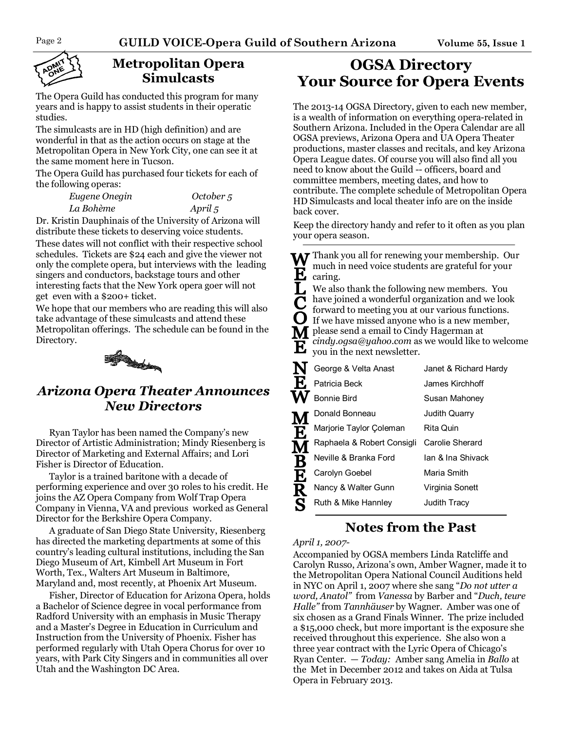## Metropolitan Opera Simulcasts

The Opera Guild has conducted this program for many years and is happy to assist students in their operatic studies.

The simulcasts are in HD (high definition) and are wonderful in that as the action occurs on stage at the Metropolitan Opera in New York City, one can see it at the same moment here in Tucson.

The Opera Guild has purchased four tickets for each of the following operas:

| | |
|---|---|
| *Eugene Onegin* | *October 5* |
| *La Bohème* | *April 5* |

Dr. Kristin Dauphinais of the University of Arizona will distribute these tickets to deserving voice students.

These dates will not conflict with their respective school schedules. Tickets are $24 each and give the viewer not only the complete opera, but interviews with the leading singers and conductors, backstage tours and other interesting facts that the New York opera goer will not get even with a $200+ ticket.

We hope that our members who are reading this will also take advantage of these simulcasts and attend these Metropolitan offerings. The schedule can be found in the Directory.

## *Arizona Opera Theater Announces New Directors*

Ryan Taylor has been named the Company's new Director of Artistic Administration; Mindy Riesenberg is Director of Marketing and External Affairs; and Lori Fisher is Director of Education.

Taylor is a trained baritone with a decade of performing experience and over 30 roles to his credit. He joins the AZ Opera Company from Wolf Trap Opera Company in Vienna, VA and previous worked as General Director for the Berkshire Opera Company.

A graduate of San Diego State University, Riesenberg has directed the marketing departments at some of this country's leading cultural institutions, including the San Diego Museum of Art, Kimbell Art Museum in Fort Worth, Tex., Walters Art Museum in Baltimore, Maryland and, most recently, at Phoenix Art Museum.

Fisher, Director of Education for Arizona Opera, holds a Bachelor of Science degree in vocal performance from Radford University with an emphasis in Music Therapy and a Master's Degree in Education in Curriculum and Instruction from the University of Phoenix. Fisher has performed regularly with Utah Opera Chorus for over 10 years, with Park City Singers and in communities all over Utah and the Washington DC Area.

## OGSA Directory Your Source for Opera Events

The 2013-14 OGSA Directory, given to each new member, is a wealth of information on everything opera-related in Southern Arizona. Included in the Opera Calendar are all OGSA previews, Arizona Opera and UA Opera Theater productions, master classes and recitals, and key Arizona Opera League dates. Of course you will also find all you need to know about the Guild -- officers, board and committee members, meeting dates, and how to contribute. The complete schedule of Metropolitan Opera HD Simulcasts and local theater info are on the inside back cover.

Keep the directory handy and refer to it often as you plan your opera season.

## WELCOME NEW MEMBERS

Thank you all for renewing your membership. Our much in need voice students are grateful for your caring.

We also thank the following new members. You have joined a wonderful organization and we look forward to meeting you at our various functions. If we have missed anyone who is a new member, please send a email to Cindy Hagerman at *cindy.ogsa@yahoo.com* as we would like to welcome you in the next newsletter.

| | |
|---|---|
| George & Velta Anast | Janet & Richard Hardy |
| Patricia Beck | James Kirchhoff |
| Bonnie Bird | Susan Mahoney |
| Donald Bonneau | Judith Quarry |
| Marjorie Taylor Çoleman | Rita Quin |
| Raphaela & Robert Consigli | Carolie Sherard |
| Neville & Branka Ford | Ian & Ina Shivack |
| Carolyn Goebel | Maria Smith |
| Nancy & Walter Gunn | Virginia Sonett |
| Ruth & Mike Hannley | Judith Tracy |

## Notes from the Past

*April 1, 2007-*

Accompanied by OGSA members Linda Ratcliffe and Carolyn Russo, Arizona's own, Amber Wagner, made it to the Metropolitan Opera National Council Auditions held in NYC on April 1, 2007 where she sang "*Do not utter a word, Anatol*" from *Vanessa* by Barber and "*Duch, teure Halle*" from *Tannhäuser* by Wagner. Amber was one of six chosen as a Grand Finals Winner. The prize included a $15,000 check, but more important is the exposure she received throughout this experience. She also won a three year contract with the Lyric Opera of Chicago's Ryan Center. — *Today:* Amber sang Amelia in *Ballo* at the Met in December 2012 and takes on Aida at Tulsa Opera in February 2013.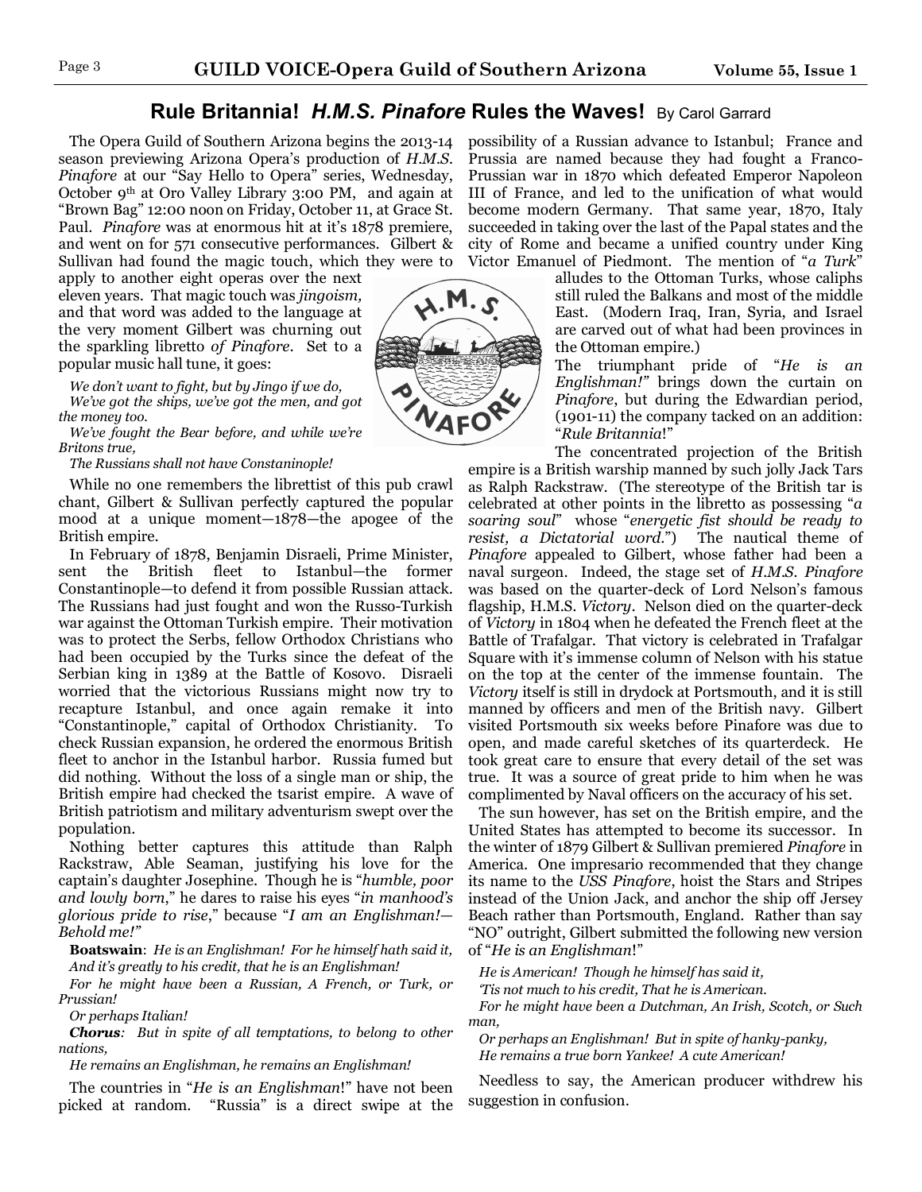## Rule Britannia! *H.M.S. Pinafore* Rules the Waves! By Carol Garrard

The Opera Guild of Southern Arizona begins the 2013-14 season previewing Arizona Opera's production of *H.M.S. Pinafore* at our "Say Hello to Opera" series, Wednesday, October 9th at Oro Valley Library 3:00 PM, and again at "Brown Bag" 12:00 noon on Friday, October 11, at Grace St. Paul. *Pinafore* was at enormous hit at it's 1878 premiere, and went on for 571 consecutive performances. Gilbert & Sullivan had found the magic touch, which they were to apply to another eight operas over the next eleven years. That magic touch was *jingoism,* and that word was added to the language at the very moment Gilbert was churning out the sparkling libretto *of Pinafore*. Set to a popular music hall tune, it goes:

*We don't want to fight, but by Jingo if we do,*
*We've got the ships, we've got the men, and got the money too.*
*We've fought the Bear before, and while we're Britons true,*
*The Russians shall not have Constaninople!*

While no one remembers the librettist of this pub crawl chant, Gilbert & Sullivan perfectly captured the popular mood at a unique moment—1878—the apogee of the British empire.

In February of 1878, Benjamin Disraeli, Prime Minister, sent the British fleet to Istanbul—the former Constantinople—to defend it from possible Russian attack. The Russians had just fought and won the Russo-Turkish war against the Ottoman Turkish empire. Their motivation was to protect the Serbs, fellow Orthodox Christians who had been occupied by the Turks since the defeat of the Serbian king in 1389 at the Battle of Kosovo. Disraeli worried that the victorious Russians might now try to recapture Istanbul, and once again remake it into "Constantinople," capital of Orthodox Christianity. To check Russian expansion, he ordered the enormous British fleet to anchor in the Istanbul harbor. Russia fumed but did nothing. Without the loss of a single man or ship, the British empire had checked the tsarist empire. A wave of British patriotism and military adventurism swept over the population.

Nothing better captures this attitude than Ralph Rackstraw, Able Seaman, justifying his love for the captain's daughter Josephine. Though he is "*humble, poor and lowly born*," he dares to raise his eyes "*in manhood's glorious pride to rise*," because "*I am an Englishman!—Behold me!"*

**Boatswain**: *He is an Englishman! For he himself hath said it, And it's greatly to his credit, that he is an Englishman!*
*For he might have been a Russian, A French, or Turk, or Prussian!*
*Or perhaps Italian!*
***Chorus****: But in spite of all temptations, to belong to other nations,*
*He remains an Englishman, he remains an Englishman!*

The countries in "*He is an Englishman*!" have not been picked at random. "Russia" is a direct swipe at the possibility of a Russian advance to Istanbul; France and Prussia are named because they had fought a Franco-Prussian war in 1870 which defeated Emperor Napoleon III of France, and led to the unification of what would become modern Germany. That same year, 1870, Italy succeeded in taking over the last of the Papal states and the city of Rome and became a unified country under King Victor Emanuel of Piedmont. The mention of "*a Turk*" alludes to the Ottoman Turks, whose caliphs still ruled the Balkans and most of the middle East. (Modern Iraq, Iran, Syria, and Israel are carved out of what had been provinces in the Ottoman empire.)

The triumphant pride of "*He is an Englishman!"* brings down the curtain on *Pinafore*, but during the Edwardian period, (1901-11) the company tacked on an addition: "*Rule Britannia*!"

The concentrated projection of the British empire is a British warship manned by such jolly Jack Tars as Ralph Rackstraw. (The stereotype of the British tar is celebrated at other points in the libretto as possessing "*a soaring soul*" whose "*energetic fist should be ready to resist, a Dictatorial word*.") The nautical theme of *Pinafore* appealed to Gilbert, whose father had been a naval surgeon. Indeed, the stage set of *H.M.S. Pinafore* was based on the quarter-deck of Lord Nelson's famous flagship, H.M.S. *Victory*. Nelson died on the quarter-deck of *Victory* in 1804 when he defeated the French fleet at the Battle of Trafalgar. That victory is celebrated in Trafalgar Square with it's immense column of Nelson with his statue on the top at the center of the immense fountain. The *Victory* itself is still in drydock at Portsmouth, and it is still manned by officers and men of the British navy. Gilbert visited Portsmouth six weeks before Pinafore was due to open, and made careful sketches of its quarterdeck. He took great care to ensure that every detail of the set was true. It was a source of great pride to him when he was complimented by Naval officers on the accuracy of his set.

The sun however, has set on the British empire, and the United States has attempted to become its successor. In the winter of 1879 Gilbert & Sullivan premiered *Pinafore* in America. One impresario recommended that they change its name to the *USS Pinafore*, hoist the Stars and Stripes instead of the Union Jack, and anchor the ship off Jersey Beach rather than Portsmouth, England. Rather than say "NO" outright, Gilbert submitted the following new version of "*He is an Englishman*!"

*He is American! Though he himself has said it,*
*'Tis not much to his credit, That he is American.*
*For he might have been a Dutchman, An Irish, Scotch, or Such man,*
*Or perhaps an Englishman! But in spite of hanky-panky,*
*He remains a true born Yankee! A cute American!*

Needless to say, the American producer withdrew his suggestion in confusion.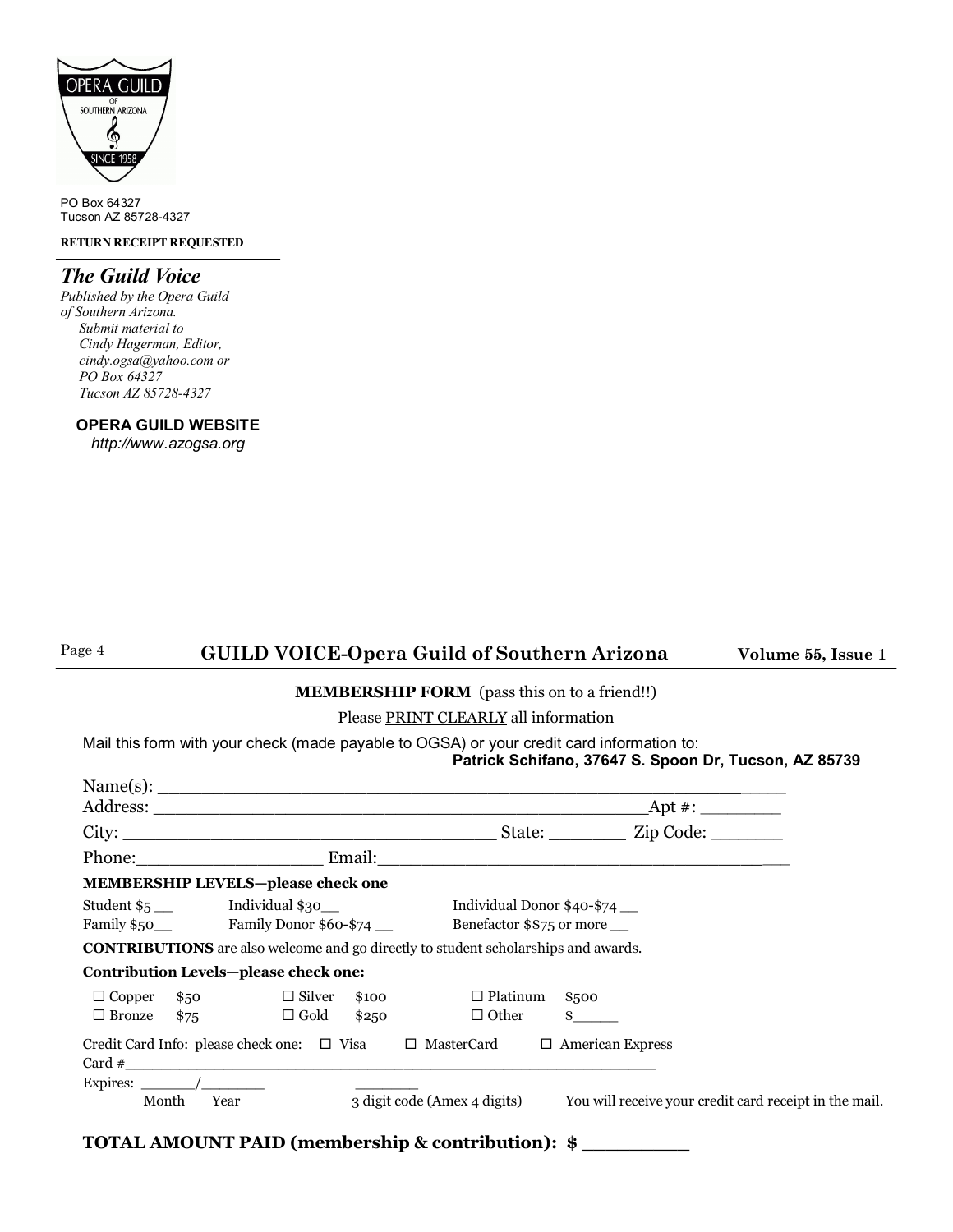PO Box 64327
Tucson AZ 85728-4327

**RETURN RECEIPT REQUESTED**

## *The Guild Voice*

*Published by the Opera Guild of Southern Arizona.*
*Submit material to*
*Cindy Hagerman, Editor,*
*cindy.ogsa@yahoo.com or*
*PO Box 64327*
*Tucson AZ 85728-4327*

**OPERA GUILD WEBSITE**
*http://www.azogsa.org*

---

**MEMBERSHIP FORM** (pass this on to a friend!!)

Please PRINT CLEARLY all information

Mail this form with your check (made payable to OGSA) or your credit card information to:
**Patrick Schifano, 37647 S. Spoon Dr, Tucson, AZ 85739**

Name(s): ______________________________________________________

Address: ______________________________________________Apt #: ________

City: ___________________________________ State: _______ Zip Code: _______

Phone:_________________ Email:____________________________________

**MEMBERSHIP LEVELS—please check one**

Student $5 __ Individual $30__ Individual Donor $40-$74 __
Family $50__ Family Donor $60-$74 __ Benefactor $$75 or more __

**CONTRIBUTIONS** are also welcome and go directly to student scholarships and awards.

**Contribution Levels—please check one:**

☐ Copper $50 ☐ Silver $100 ☐ Platinum $500
☐ Bronze $75 ☐ Gold $250 ☐ Other $_____

Credit Card Info: please check one: ☐ Visa ☐ MasterCard ☐ American Express
Card #______________________________________________________

Expires: ______/_______ _______
Month Year 3 digit code (Amex 4 digits) You will receive your credit card receipt in the mail.

**TOTAL AMOUNT PAID (membership & contribution): $ _________**